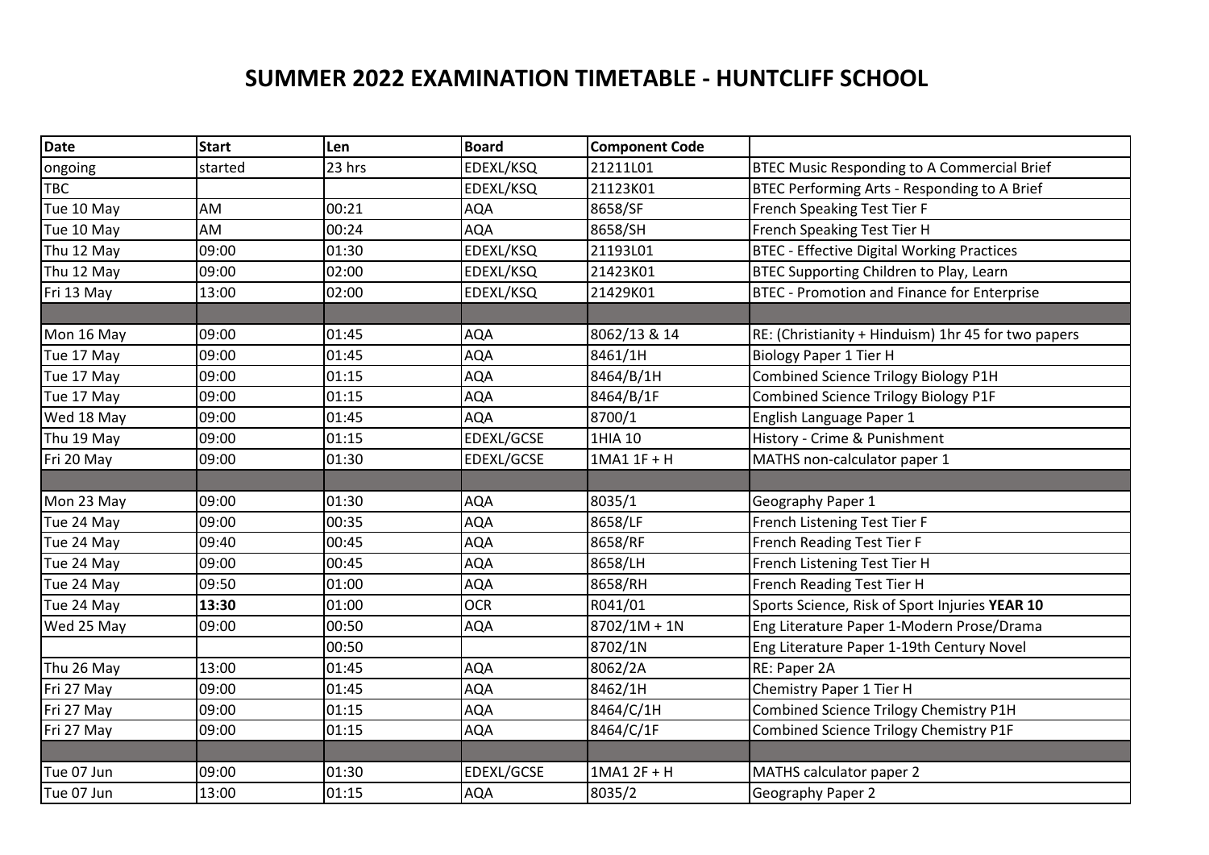# SUMMER 2022 EXAMINATION TIMETABLE - HUNTCLIFF SCHOOL

| Date | Start | Len | Board | Component Code | |
|---|---|---|---|---|---|
| ongoing | started | 23 hrs | EDEXL/KSQ | 21211L01 | BTEC Music Responding to A Commercial Brief |
| TBC | | | EDEXL/KSQ | 21123K01 | BTEC Performing Arts - Responding to A Brief |
| Tue 10 May | AM | 00:21 | AQA | 8658/SF | French Speaking Test Tier F |
| Tue 10 May | AM | 00:24 | AQA | 8658/SH | French Speaking Test Tier H |
| Thu 12 May | 09:00 | 01:30 | EDEXL/KSQ | 21193L01 | BTEC - Effective Digital Working Practices |
| Thu 12 May | 09:00 | 02:00 | EDEXL/KSQ | 21423K01 | BTEC Supporting Children to Play, Learn |
| Fri 13 May | 13:00 | 02:00 | EDEXL/KSQ | 21429K01 | BTEC - Promotion and Finance for Enterprise |
| | | | | | |
| Mon 16 May | 09:00 | 01:45 | AQA | 8062/13 & 14 | RE: (Christianity + Hinduism) 1hr 45 for two papers |
| Tue 17 May | 09:00 | 01:45 | AQA | 8461/1H | Biology Paper 1 Tier H |
| Tue 17 May | 09:00 | 01:15 | AQA | 8464/B/1H | Combined Science Trilogy Biology P1H |
| Tue 17 May | 09:00 | 01:15 | AQA | 8464/B/1F | Combined Science Trilogy Biology P1F |
| Wed 18 May | 09:00 | 01:45 | AQA | 8700/1 | English Language Paper 1 |
| Thu 19 May | 09:00 | 01:15 | EDEXL/GCSE | 1HIA 10 | History - Crime & Punishment |
| Fri 20 May | 09:00 | 01:30 | EDEXL/GCSE | 1MA1 1F + H | MATHS non-calculator paper 1 |
| | | | | | |
| Mon 23 May | 09:00 | 01:30 | AQA | 8035/1 | Geography Paper 1 |
| Tue 24 May | 09:00 | 00:35 | AQA | 8658/LF | French Listening Test Tier F |
| Tue 24 May | 09:40 | 00:45 | AQA | 8658/RF | French Reading Test Tier F |
| Tue 24 May | 09:00 | 00:45 | AQA | 8658/LH | French Listening Test Tier H |
| Tue 24 May | 09:50 | 01:00 | AQA | 8658/RH | French Reading Test Tier H |
| Tue 24 May | **13:30** | 01:00 | OCR | R041/01 | Sports Science, Risk of Sport Injuries **YEAR 10** |
| Wed 25 May | 09:00 | 00:50 | AQA | 8702/1M + 1N | Eng Literature Paper 1-Modern Prose/Drama |
| | | 00:50 | | 8702/1N | Eng Literature Paper 1-19th Century Novel |
| Thu 26 May | 13:00 | 01:45 | AQA | 8062/2A | RE: Paper 2A |
| Fri 27 May | 09:00 | 01:45 | AQA | 8462/1H | Chemistry Paper 1 Tier H |
| Fri 27 May | 09:00 | 01:15 | AQA | 8464/C/1H | Combined Science Trilogy Chemistry P1H |
| Fri 27 May | 09:00 | 01:15 | AQA | 8464/C/1F | Combined Science Trilogy Chemistry P1F |
| | | | | | |
| Tue 07 Jun | 09:00 | 01:30 | EDEXL/GCSE | 1MA1 2F + H | MATHS calculator paper 2 |
| Tue 07 Jun | 13:00 | 01:15 | AQA | 8035/2 | Geography Paper 2 |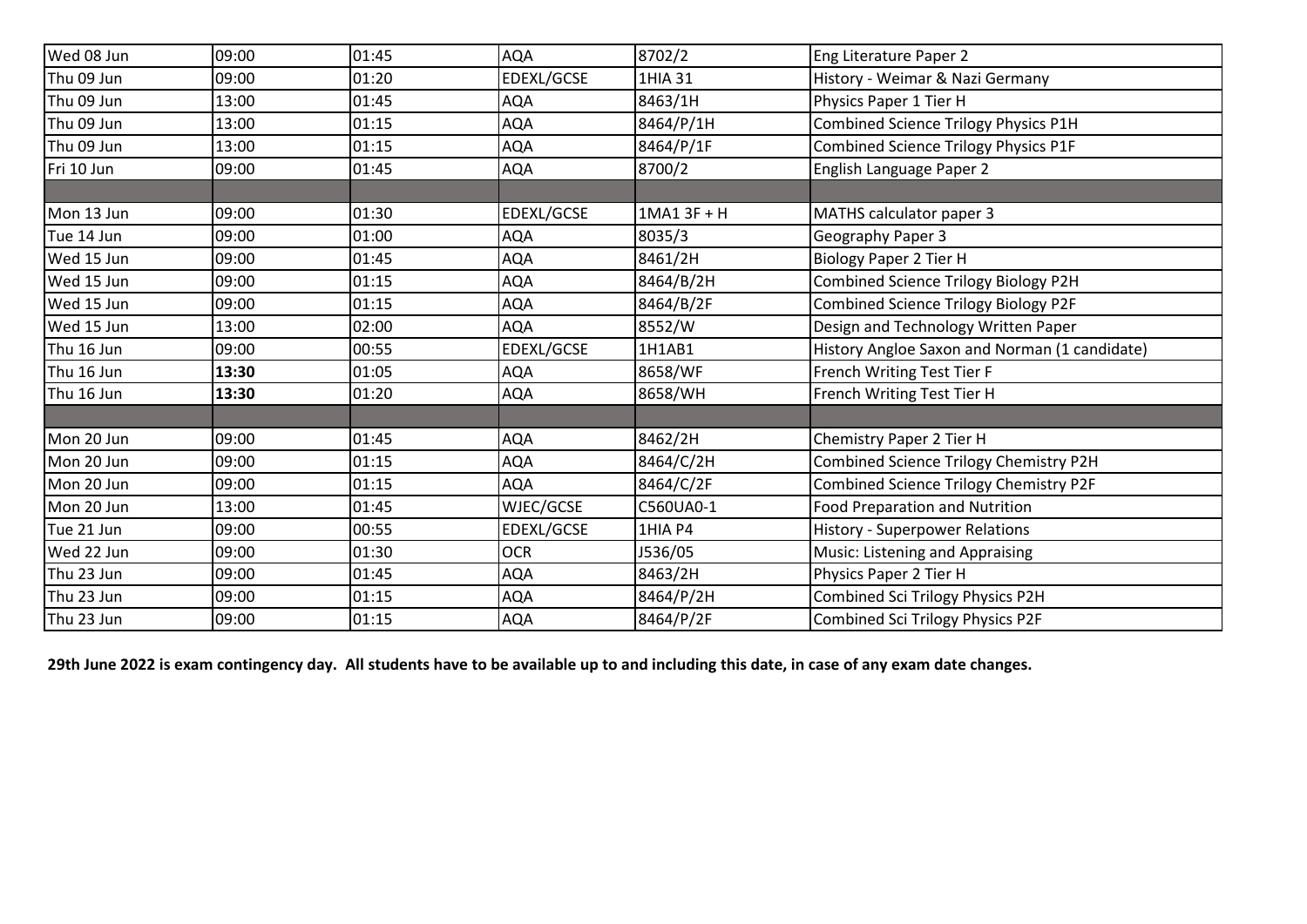| | | | | | |
|---|---|---|---|---|---|
| Wed 08 Jun | 09:00 | 01:45 | AQA | 8702/2 | Eng Literature Paper 2 |
| Thu 09 Jun | 09:00 | 01:20 | EDEXL/GCSE | 1HIA 31 | History - Weimar & Nazi Germany |
| Thu 09 Jun | 13:00 | 01:45 | AQA | 8463/1H | Physics Paper 1 Tier H |
| Thu 09 Jun | 13:00 | 01:15 | AQA | 8464/P/1H | Combined Science Trilogy Physics P1H |
| Thu 09 Jun | 13:00 | 01:15 | AQA | 8464/P/1F | Combined Science Trilogy Physics P1F |
| Fri 10 Jun | 09:00 | 01:45 | AQA | 8700/2 | English Language Paper 2 |
| | | | | | |
| Mon 13 Jun | 09:00 | 01:30 | EDEXL/GCSE | 1MA1 3F + H | MATHS calculator paper 3 |
| Tue 14 Jun | 09:00 | 01:00 | AQA | 8035/3 | Geography Paper 3 |
| Wed 15 Jun | 09:00 | 01:45 | AQA | 8461/2H | Biology Paper 2 Tier H |
| Wed 15 Jun | 09:00 | 01:15 | AQA | 8464/B/2H | Combined Science Trilogy Biology P2H |
| Wed 15 Jun | 09:00 | 01:15 | AQA | 8464/B/2F | Combined Science Trilogy Biology P2F |
| Wed 15 Jun | 13:00 | 02:00 | AQA | 8552/W | Design and Technology Written Paper |
| Thu 16 Jun | 09:00 | 00:55 | EDEXL/GCSE | 1H1AB1 | History Angloe Saxon and Norman (1 candidate) |
| Thu 16 Jun | **13:30** | 01:05 | AQA | 8658/WF | French Writing Test Tier F |
| Thu 16 Jun | **13:30** | 01:20 | AQA | 8658/WH | French Writing Test Tier H |
| | | | | | |
| Mon 20 Jun | 09:00 | 01:45 | AQA | 8462/2H | Chemistry Paper 2 Tier H |
| Mon 20 Jun | 09:00 | 01:15 | AQA | 8464/C/2H | Combined Science Trilogy Chemistry P2H |
| Mon 20 Jun | 09:00 | 01:15 | AQA | 8464/C/2F | Combined Science Trilogy Chemistry P2F |
| Mon 20 Jun | 13:00 | 01:45 | WJEC/GCSE | C560UA0-1 | Food Preparation and Nutrition |
| Tue 21 Jun | 09:00 | 00:55 | EDEXL/GCSE | 1HIA P4 | History - Superpower Relations |
| Wed 22 Jun | 09:00 | 01:30 | OCR | J536/05 | Music: Listening and Appraising |
| Thu 23 Jun | 09:00 | 01:45 | AQA | 8463/2H | Physics Paper 2 Tier H |
| Thu 23 Jun | 09:00 | 01:15 | AQA | 8464/P/2H | Combined Sci Trilogy Physics P2H |
| Thu 23 Jun | 09:00 | 01:15 | AQA | 8464/P/2F | Combined Sci Trilogy Physics P2F |

**29th June 2022 is exam contingency day. All students have to be available up to and including this date, in case of any exam date changes.**